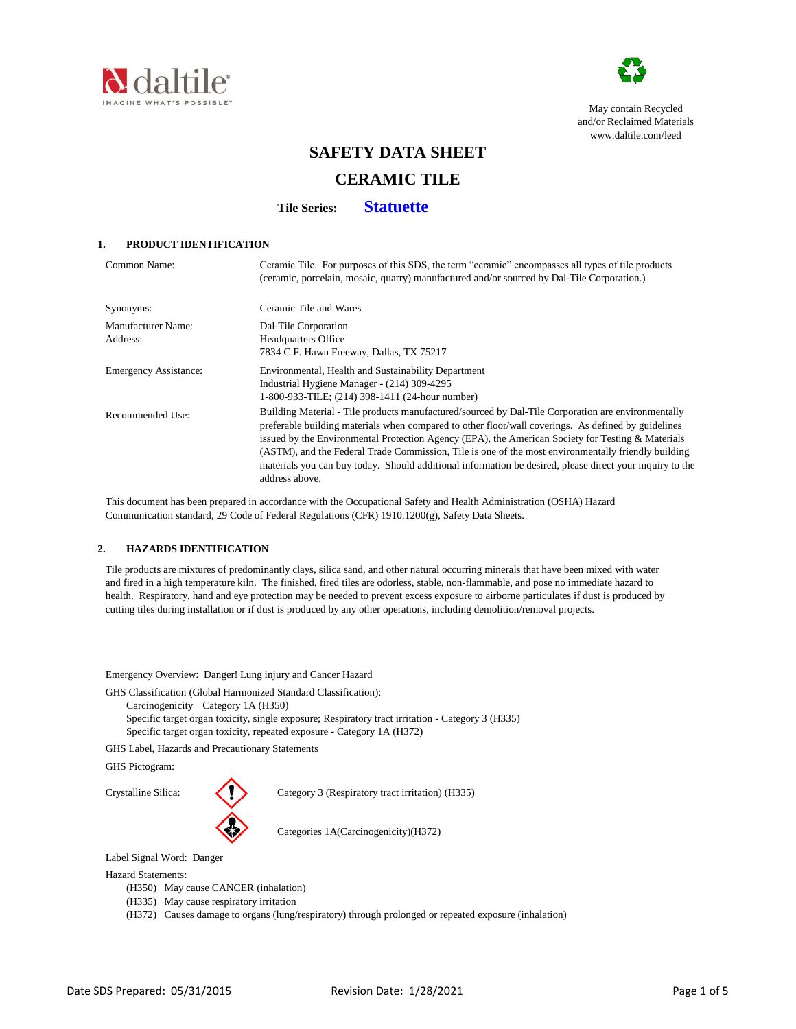May contain Recycled and/or Reclaimed Materials
www.daltile.com/leed

# SAFETY DATA SHEET

# CERAMIC TILE

**Tile Series: Statuette**

## 1. PRODUCT IDENTIFICATION

| | |
|---|---|
| Common Name: | Ceramic Tile. For purposes of this SDS, the term "ceramic" encompasses all types of tile products (ceramic, porcelain, mosaic, quarry) manufactured and/or sourced by Dal-Tile Corporation.) |
| Synonyms: | Ceramic Tile and Wares |
| Manufacturer Name: Address: | Dal-Tile Corporation Headquarters Office 7834 C.F. Hawn Freeway, Dallas, TX 75217 |
| Emergency Assistance: | Environmental, Health and Sustainability Department Industrial Hygiene Manager - (214) 309-4295 1-800-933-TILE; (214) 398-1411 (24-hour number) |
| Recommended Use: | Building Material - Tile products manufactured/sourced by Dal-Tile Corporation are environmentally preferable building materials when compared to other floor/wall coverings. As defined by guidelines issued by the Environmental Protection Agency (EPA), the American Society for Testing & Materials (ASTM), and the Federal Trade Commission, Tile is one of the most environmentally friendly building materials you can buy today. Should additional information be desired, please direct your inquiry to the address above. |

This document has been prepared in accordance with the Occupational Safety and Health Administration (OSHA) Hazard Communication standard, 29 Code of Federal Regulations (CFR) 1910.1200(g), Safety Data Sheets.

## 2. HAZARDS IDENTIFICATION

Tile products are mixtures of predominantly clays, silica sand, and other natural occurring minerals that have been mixed with water and fired in a high temperature kiln. The finished, fired tiles are odorless, stable, non-flammable, and pose no immediate hazard to health. Respiratory, hand and eye protection may be needed to prevent excess exposure to airborne particulates if dust is produced by cutting tiles during installation or if dust is produced by any other operations, including demolition/removal projects.

Emergency Overview: Danger! Lung injury and Cancer Hazard

GHS Classification (Global Harmonized Standard Classification):

- Carcinogenicity Category 1A (H350)
- Specific target organ toxicity, single exposure; Respiratory tract irritation - Category 3 (H335)
- Specific target organ toxicity, repeated exposure - Category 1A (H372)

GHS Label, Hazards and Precautionary Statements

GHS Pictogram:

Crystalline Silica:

- Category 3 (Respiratory tract irritation) (H335)
- Categories 1A(Carcinogenicity)(H372)

Label Signal Word: Danger

Hazard Statements:

- (H350) May cause CANCER (inhalation)
- (H335) May cause respiratory irritation
- (H372) Causes damage to organs (lung/respiratory) through prolonged or repeated exposure (inhalation)

Date SDS Prepared: 05/31/2015 Revision Date: 1/28/2021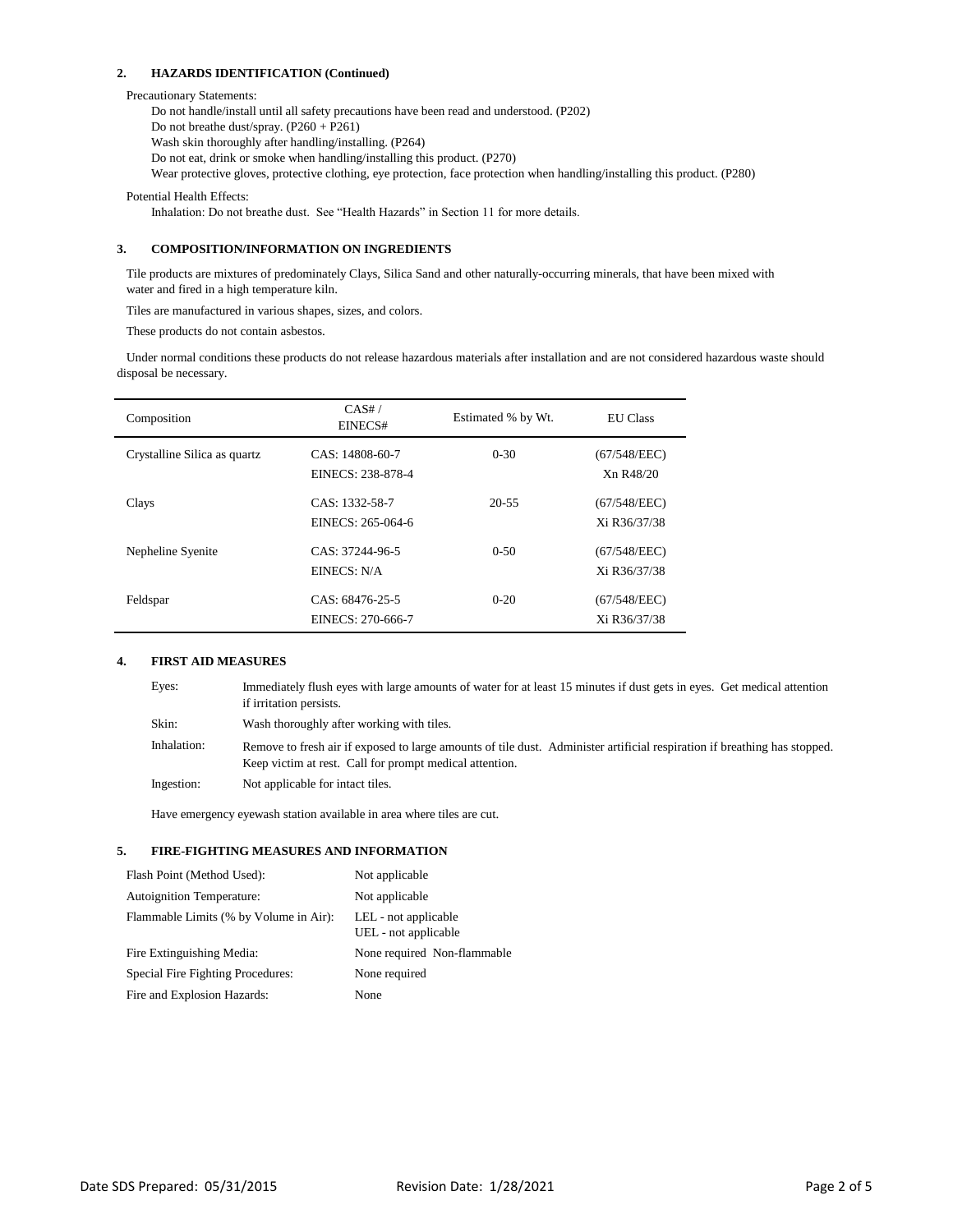## 2. HAZARDS IDENTIFICATION (Continued)

Precautionary Statements:

Do not handle/install until all safety precautions have been read and understood. (P202)
Do not breathe dust/spray. (P260 + P261)
Wash skin thoroughly after handling/installing. (P264)
Do not eat, drink or smoke when handling/installing this product. (P270)
Wear protective gloves, protective clothing, eye protection, face protection when handling/installing this product. (P280)

Potential Health Effects:

Inhalation: Do not breathe dust. See "Health Hazards" in Section 11 for more details.

## 3. COMPOSITION/INFORMATION ON INGREDIENTS

Tile products are mixtures of predominately Clays, Silica Sand and other naturally-occurring minerals, that have been mixed with water and fired in a high temperature kiln.

Tiles are manufactured in various shapes, sizes, and colors.

These products do not contain asbestos.

Under normal conditions these products do not release hazardous materials after installation and are not considered hazardous waste should disposal be necessary.

| Composition | CAS# / EINECS# | Estimated % by Wt. | EU Class |
|---|---|---|---|
| Crystalline Silica as quartz | CAS: 14808-60-7<br>EINECS: 238-878-4 | 0-30 | (67/548/EEC)<br>Xn R48/20 |
| Clays | CAS: 1332-58-7<br>EINECS: 265-064-6 | 20-55 | (67/548/EEC)<br>Xi R36/37/38 |
| Nepheline Syenite | CAS: 37244-96-5<br>EINECS: N/A | 0-50 | (67/548/EEC)<br>Xi R36/37/38 |
| Feldspar | CAS: 68476-25-5<br>EINECS: 270-666-7 | 0-20 | (67/548/EEC)<br>Xi R36/37/38 |

## 4. FIRST AID MEASURES

| | |
|---|---|
| Eyes: | Immediately flush eyes with large amounts of water for at least 15 minutes if dust gets in eyes. Get medical attention if irritation persists. |
| Skin: | Wash thoroughly after working with tiles. |
| Inhalation: | Remove to fresh air if exposed to large amounts of tile dust. Administer artificial respiration if breathing has stopped. Keep victim at rest. Call for prompt medical attention. |
| Ingestion: | Not applicable for intact tiles. |

Have emergency eyewash station available in area where tiles are cut.

## 5. FIRE-FIGHTING MEASURES AND INFORMATION

| | |
|---|---|
| Flash Point (Method Used): | Not applicable |
| Autoignition Temperature: | Not applicable |
| Flammable Limits (% by Volume in Air): | LEL - not applicable<br>UEL - not applicable |
| Fire Extinguishing Media: | None required Non-flammable |
| Special Fire Fighting Procedures: | None required |
| Fire and Explosion Hazards: | None |

Date SDS Prepared: 05/31/2015 Revision Date: 1/28/2021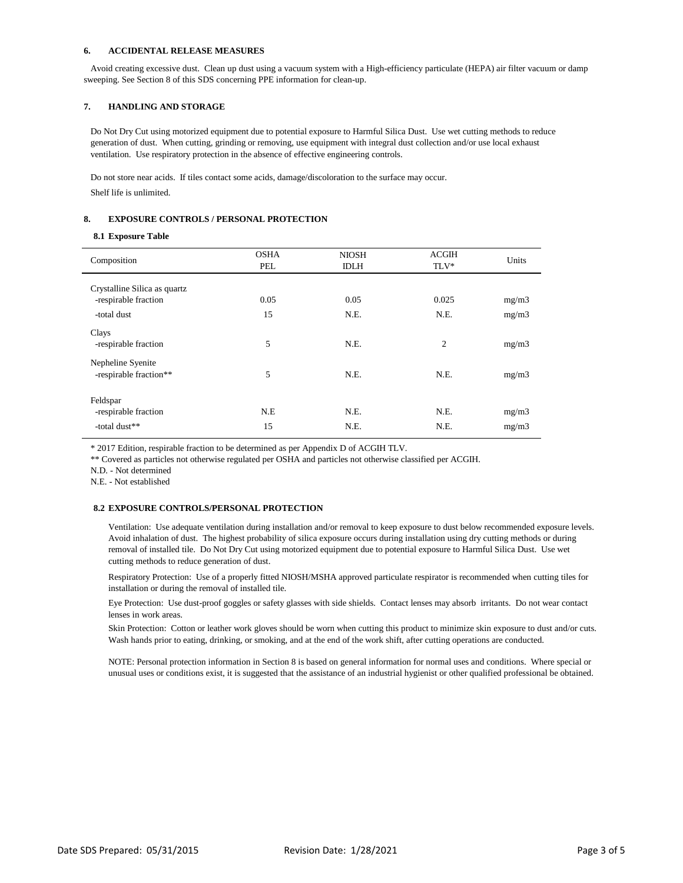## 6. ACCIDENTAL RELEASE MEASURES

Avoid creating excessive dust. Clean up dust using a vacuum system with a High-efficiency particulate (HEPA) air filter vacuum or damp sweeping. See Section 8 of this SDS concerning PPE information for clean-up.

## 7. HANDLING AND STORAGE

Do Not Dry Cut using motorized equipment due to potential exposure to Harmful Silica Dust. Use wet cutting methods to reduce generation of dust. When cutting, grinding or removing, use equipment with integral dust collection and/or use local exhaust ventilation. Use respiratory protection in the absence of effective engineering controls.

Do not store near acids. If tiles contact some acids, damage/discoloration to the surface may occur.

Shelf life is unlimited.

## 8. EXPOSURE CONTROLS / PERSONAL PROTECTION

### 8.1 Exposure Table

| Composition | OSHA PEL | NIOSH IDLH | ACGIH TLV* | Units |
|---|---|---|---|---|
| Crystalline Silica as quartz | | | | |
| -respirable fraction | 0.05 | 0.05 | 0.025 | mg/m3 |
| -total dust | 15 | N.E. | N.E. | mg/m3 |
| Clays | | | | |
| -respirable fraction | 5 | N.E. | 2 | mg/m3 |
| Nepheline Syenite | | | | |
| -respirable fraction** | 5 | N.E. | N.E. | mg/m3 |
| Feldspar | | | | |
| -respirable fraction | N.E | N.E. | N.E. | mg/m3 |
| -total dust** | 15 | N.E. | N.E. | mg/m3 |

\* 2017 Edition, respirable fraction to be determined as per Appendix D of ACGIH TLV.

** Covered as particles not otherwise regulated per OSHA and particles not otherwise classified per ACGIH.

N.D. - Not determined

N.E. - Not established

### 8.2 EXPOSURE CONTROLS/PERSONAL PROTECTION

Ventilation: Use adequate ventilation during installation and/or removal to keep exposure to dust below recommended exposure levels. Avoid inhalation of dust. The highest probability of silica exposure occurs during installation using dry cutting methods or during removal of installed tile. Do Not Dry Cut using motorized equipment due to potential exposure to Harmful Silica Dust. Use wet cutting methods to reduce generation of dust.

Respiratory Protection: Use of a properly fitted NIOSH/MSHA approved particulate respirator is recommended when cutting tiles for installation or during the removal of installed tile.

Eye Protection: Use dust-proof goggles or safety glasses with side shields. Contact lenses may absorb irritants. Do not wear contact lenses in work areas.

Skin Protection: Cotton or leather work gloves should be worn when cutting this product to minimize skin exposure to dust and/or cuts. Wash hands prior to eating, drinking, or smoking, and at the end of the work shift, after cutting operations are conducted.

NOTE: Personal protection information in Section 8 is based on general information for normal uses and conditions. Where special or unusual uses or conditions exist, it is suggested that the assistance of an industrial hygienist or other qualified professional be obtained.

Date SDS Prepared: 05/31/2015 Revision Date: 1/28/2021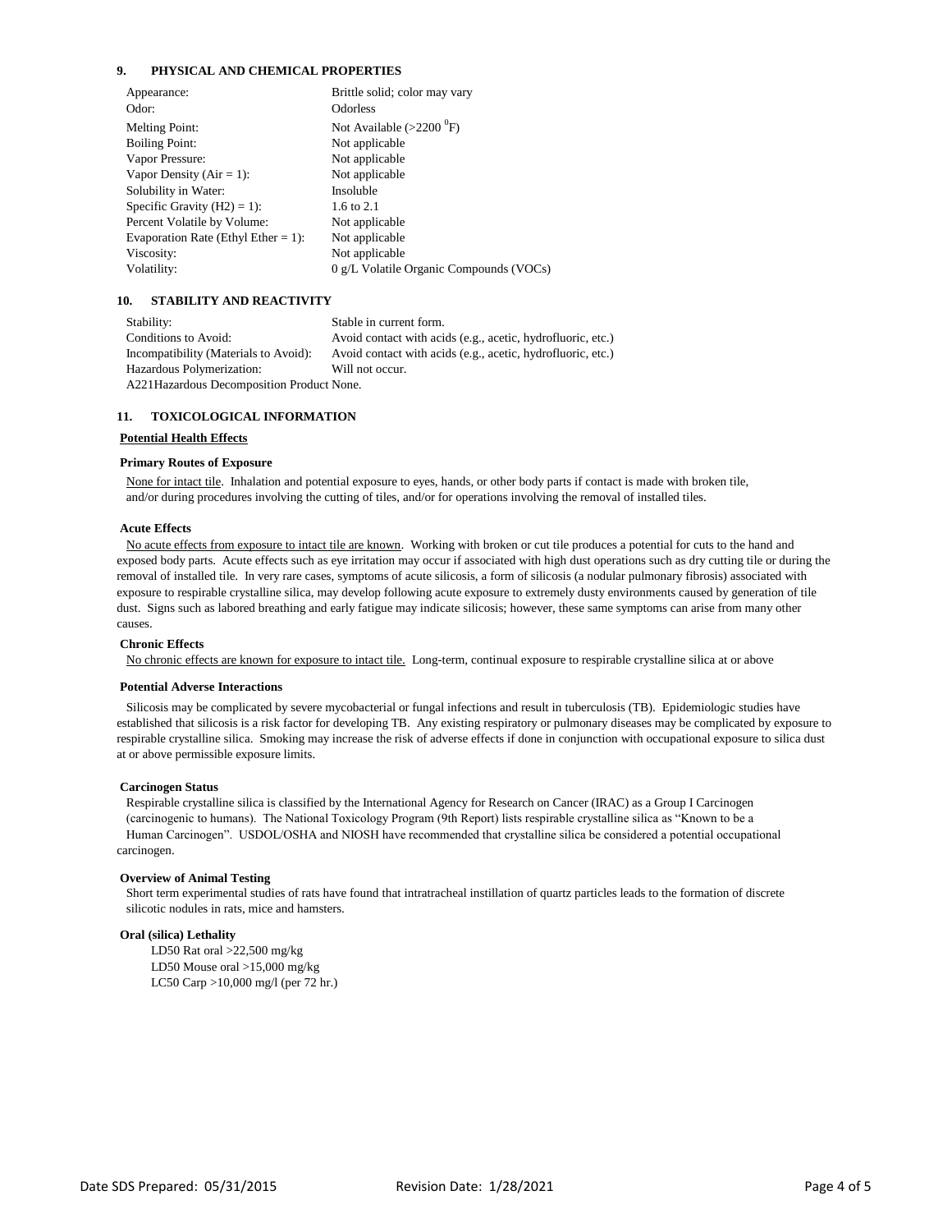## 9. PHYSICAL AND CHEMICAL PROPERTIES

| | |
|---|---|
| Appearance: | Brittle solid; color may vary |
| Odor: | Odorless |
| Melting Point: | Not Available (>2200 $^0$F) |
| Boiling Point: | Not applicable |
| Vapor Pressure: | Not applicable |
| Vapor Density (Air = 1): | Not applicable |
| Solubility in Water: | Insoluble |
| Specific Gravity (H2) = 1): | 1.6 to 2.1 |
| Percent Volatile by Volume: | Not applicable |
| Evaporation Rate (Ethyl Ether = 1): | Not applicable |
| Viscosity: | Not applicable |
| Volatility: | 0 g/L Volatile Organic Compounds (VOCs) |

## 10. STABILITY AND REACTIVITY

| | |
|---|---|
| Stability: | Stable in current form. |
| Conditions to Avoid: | Avoid contact with acids (e.g., acetic, hydrofluoric, etc.) |
| Incompatibility (Materials to Avoid): | Avoid contact with acids (e.g., acetic, hydrofluoric, etc.) |
| Hazardous Polymerization: | Will not occur. |

A221Hazardous Decomposition Product None.

## 11. TOXICOLOGICAL INFORMATION

**Potential Health Effects**

**Primary Routes of Exposure**

None for intact tile. Inhalation and potential exposure to eyes, hands, or other body parts if contact is made with broken tile, and/or during procedures involving the cutting of tiles, and/or for operations involving the removal of installed tiles.

**Acute Effects**

No acute effects from exposure to intact tile are known. Working with broken or cut tile produces a potential for cuts to the hand and exposed body parts. Acute effects such as eye irritation may occur if associated with high dust operations such as dry cutting tile or during the removal of installed tile. In very rare cases, symptoms of acute silicosis, a form of silicosis (a nodular pulmonary fibrosis) associated with exposure to respirable crystalline silica, may develop following acute exposure to extremely dusty environments caused by generation of tile dust. Signs such as labored breathing and early fatigue may indicate silicosis; however, these same symptoms can arise from many other causes.

**Chronic Effects**

No chronic effects are known for exposure to intact tile. Long-term, continual exposure to respirable crystalline silica at or above

**Potential Adverse Interactions**

Silicosis may be complicated by severe mycobacterial or fungal infections and result in tuberculosis (TB). Epidemiologic studies have established that silicosis is a risk factor for developing TB. Any existing respiratory or pulmonary diseases may be complicated by exposure to respirable crystalline silica. Smoking may increase the risk of adverse effects if done in conjunction with occupational exposure to silica dust at or above permissible exposure limits.

**Carcinogen Status**

Respirable crystalline silica is classified by the International Agency for Research on Cancer (IRAC) as a Group I Carcinogen (carcinogenic to humans). The National Toxicology Program (9th Report) lists respirable crystalline silica as "Known to be a Human Carcinogen". USDOL/OSHA and NIOSH have recommended that crystalline silica be considered a potential occupational carcinogen.

**Overview of Animal Testing**

Short term experimental studies of rats have found that intratracheal instillation of quartz particles leads to the formation of discrete silicotic nodules in rats, mice and hamsters.

**Oral (silica) Lethality**

LD50 Rat oral >22,500 mg/kg
LD50 Mouse oral >15,000 mg/kg
LC50 Carp >10,000 mg/l (per 72 hr.)

Date SDS Prepared: 05/31/2015 Revision Date: 1/28/2021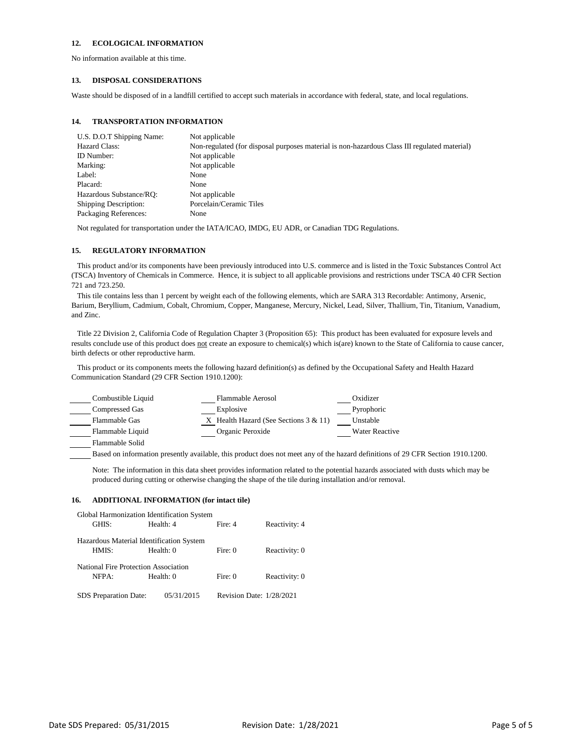## 12. ECOLOGICAL INFORMATION

No information available at this time.

## 13. DISPOSAL CONSIDERATIONS

Waste should be disposed of in a landfill certified to accept such materials in accordance with federal, state, and local regulations.

## 14. TRANSPORTATION INFORMATION

| | |
|---|---|
| U.S. D.O.T Shipping Name: | Not applicable |
| Hazard Class: | Non-regulated (for disposal purposes material is non-hazardous Class III regulated material) |
| ID Number: | Not applicable |
| Marking: | Not applicable |
| Label: | None |
| Placard: | None |
| Hazardous Substance/RQ: | Not applicable |
| Shipping Description: | Porcelain/Ceramic Tiles |
| Packaging References: | None |

Not regulated for transportation under the IATA/ICAO, IMDG, EU ADR, or Canadian TDG Regulations.

## 15. REGULATORY INFORMATION

This product and/or its components have been previously introduced into U.S. commerce and is listed in the Toxic Substances Control Act (TSCA) Inventory of Chemicals in Commerce. Hence, it is subject to all applicable provisions and restrictions under TSCA 40 CFR Section 721 and 723.250.

This tile contains less than 1 percent by weight each of the following elements, which are SARA 313 Recordable: Antimony, Arsenic, Barium, Beryllium, Cadmium, Cobalt, Chromium, Copper, Manganese, Mercury, Nickel, Lead, Silver, Thallium, Tin, Titanium, Vanadium, and Zinc.

Title 22 Division 2, California Code of Regulation Chapter 3 (Proposition 65): This product has been evaluated for exposure levels and results conclude use of this product does not create an exposure to chemical(s) which is(are) known to the State of California to cause cancer, birth defects or other reproductive harm.

This product or its components meets the following hazard definition(s) as defined by the Occupational Safety and Health Hazard Communication Standard (29 CFR Section 1910.1200):

| | | |
|---|---|---|
| ___ Combustible Liquid | ___ Flammable Aerosol | ___ Oxidizer |
| ___ Compressed Gas | ___ Explosive | ___ Pyrophoric |
| ___ Flammable Gas | X Health Hazard (See Sections 3 & 11) | ___ Unstable |
| ___ Flammable Liquid | ___ Organic Peroxide | ___ Water Reactive |
| ___ Flammable Solid | | |

___ Based on information presently available, this product does not meet any of the hazard definitions of 29 CFR Section 1910.1200.

Note: The information in this data sheet provides information related to the potential hazards associated with dusts which may be produced during cutting or otherwise changing the shape of the tile during installation and/or removal.

## 16. ADDITIONAL INFORMATION (for intact tile)

| | | | |
|---|---|---|---|
| Global Harmonization Identification System | | | |
| GHIS: | Health: 4 | Fire: 4 | Reactivity: 4 |
| Hazardous Material Identification System | | | |
| HMIS: | Health: 0 | Fire: 0 | Reactivity: 0 |
| National Fire Protection Association | | | |
| NFPA: | Health: 0 | Fire: 0 | Reactivity: 0 |

SDS Preparation Date: 05/31/2015 Revision Date: 1/28/2021